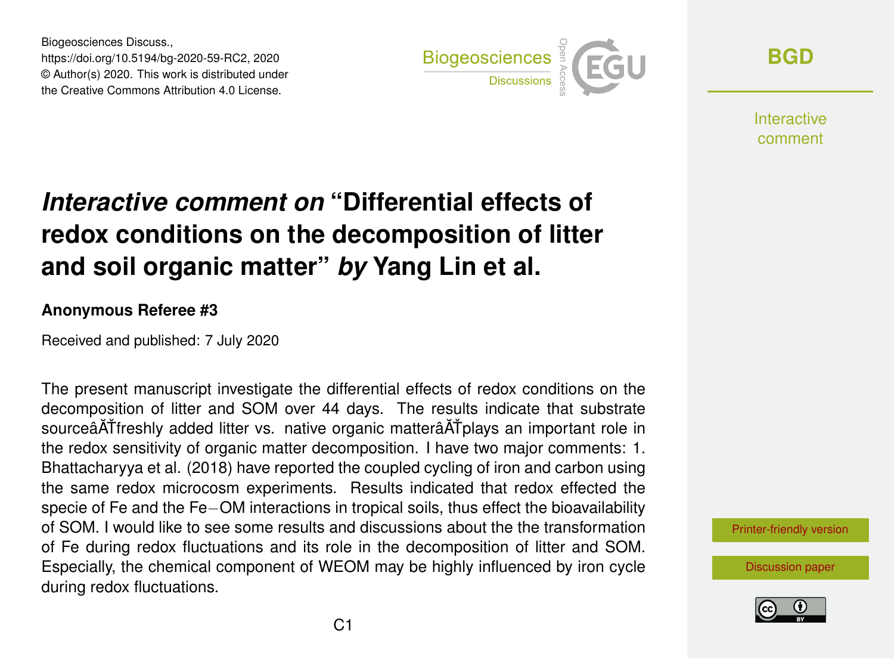# *Interactive comment on* "Differential effects of redox conditions on the decomposition of litter and soil organic matter" *by* Yang Lin et al.

**Anonymous Referee #3**

Received and published: 7 July 2020

The present manuscript investigate the differential effects of redox conditions on the decomposition of litter and SOM over 44 days. The results indicate that substrate sourceâĂŤfreshly added litter vs. native organic matterâĂŤplays an important role in the redox sensitivity of organic matter decomposition. I have two major comments: 1. Bhattacharyya et al. (2018) have reported the coupled cycling of iron and carbon using the same redox microcosm experiments. Results indicated that redox effected the specie of Fe and the Fe−OM interactions in tropical soils, thus effect the bioavailability of SOM. I would like to see some results and discussions about the the transformation of Fe during redox fluctuations and its role in the decomposition of litter and SOM. Especially, the chemical component of WEOM may be highly influenced by iron cycle during redox fluctuations.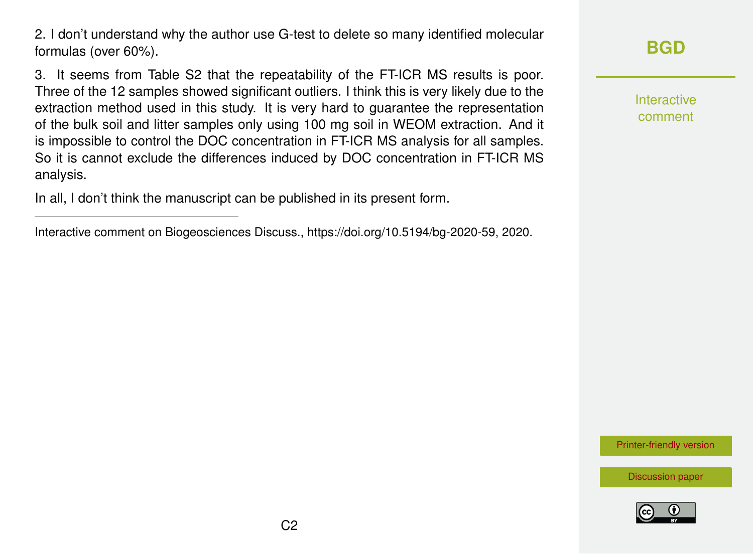2. I don't understand why the author use G-test to delete so many identified molecular formulas (over 60%).

3. It seems from Table S2 that the repeatability of the FT-ICR MS results is poor. Three of the 12 samples showed significant outliers. I think this is very likely due to the extraction method used in this study. It is very hard to guarantee the representation of the bulk soil and litter samples only using 100 mg soil in WEOM extraction. And it is impossible to control the DOC concentration in FT-ICR MS analysis for all samples. So it is cannot exclude the differences induced by DOC concentration in FT-ICR MS analysis.

In all, I don't think the manuscript can be published in its present form.

---

Interactive comment on Biogeosciences Discuss., https://doi.org/10.5194/bg-2020-59, 2020.